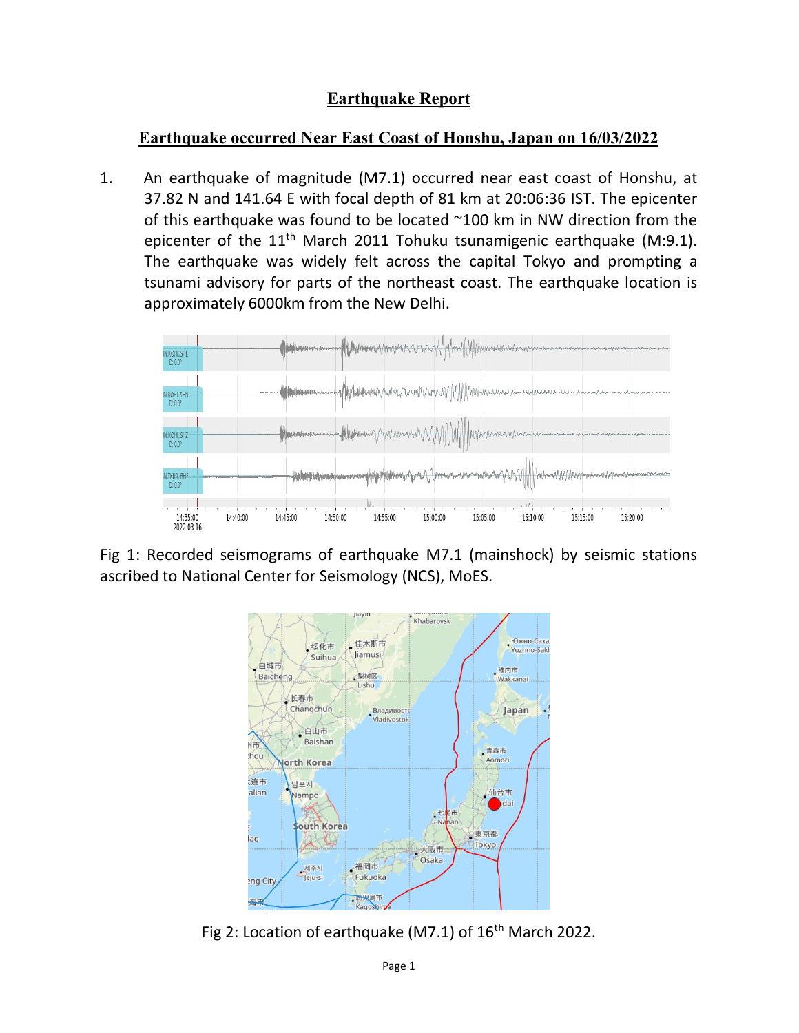# Earthquake Report

## Earthquake occurred Near East Coast of Honshu, Japan on 16/03/2022

1. An earthquake of magnitude (M7.1) occurred near east coast of Honshu, at 37.82 N and 141.64 E with focal depth of 81 km at 20:06:36 IST. The epicenter of this earthquake was found to be located ~100 km in NW direction from the epicenter of the 11th March 2011 Tohuku tsunamigenic earthquake (M:9.1). The earthquake was widely felt across the capital Tokyo and prompting a tsunami advisory for parts of the northeast coast. The earthquake location is approximately 6000km from the New Delhi.

Fig 1: Recorded seismograms of earthquake M7.1 (mainshock) by seismic stations ascribed to National Center for Seismology (NCS), MoES.

Fig 2: Location of earthquake (M7.1) of 16th March 2022.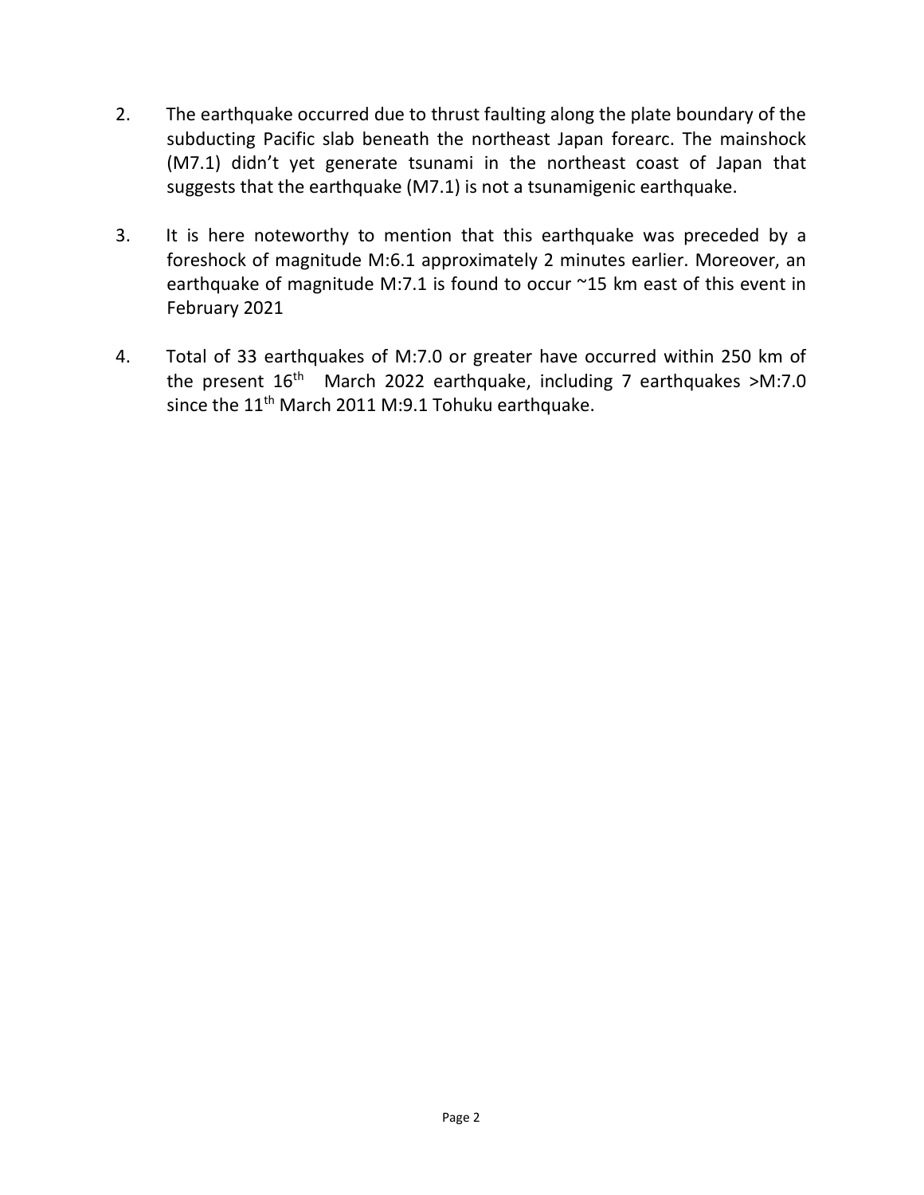2. The earthquake occurred due to thrust faulting along the plate boundary of the subducting Pacific slab beneath the northeast Japan forearc. The mainshock (M7.1) didn't yet generate tsunami in the northeast coast of Japan that suggests that the earthquake (M7.1) is not a tsunamigenic earthquake.

3. It is here noteworthy to mention that this earthquake was preceded by a foreshock of magnitude M:6.1 approximately 2 minutes earlier. Moreover, an earthquake of magnitude M:7.1 is found to occur ~15 km east of this event in February 2021

4. Total of 33 earthquakes of M:7.0 or greater have occurred within 250 km of the present 16th March 2022 earthquake, including 7 earthquakes >M:7.0 since the 11th March 2011 M:9.1 Tohuku earthquake.